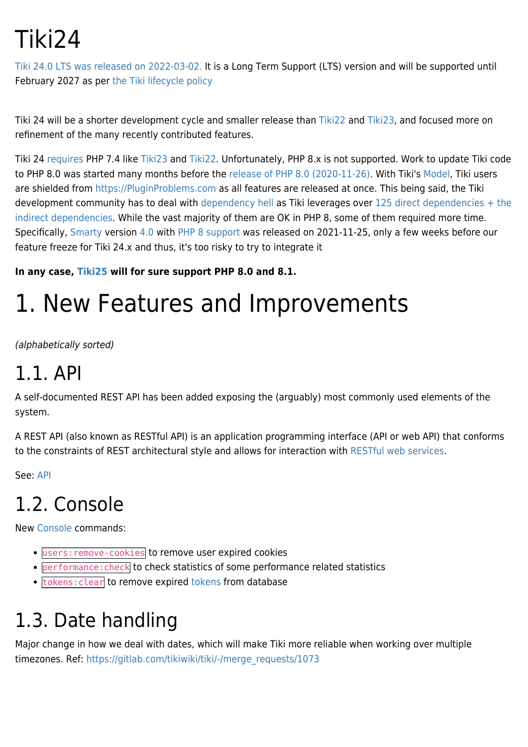# Tiki24

Tiki 24.0 LTS was released on 2022-03-02. It is a Long Term Support (LTS) version and will be supported until February 2027 as per the Tiki lifecycle policy

Tiki 24 will be a shorter development cycle and smaller release than Tiki22 and Tiki23, and focused more on refinement of the many recently contributed features.

Tiki 24 requires PHP 7.4 like Tiki23 and Tiki22. Unfortunately, PHP 8.x is not supported. Work to update Tiki code to PHP 8.0 was started many months before the release of PHP 8.0 (2020-11-26). With Tiki's Model, Tiki users are shielded from https://PluginProblems.com as all features are released at once. This being said, the Tiki development community has to deal with dependency hell as Tiki leverages over 125 direct dependencies + the indirect dependencies. While the vast majority of them are OK in PHP 8, some of them required more time. Specifically, Smarty version 4.0 with PHP 8 support was released on 2021-11-25, only a few weeks before our feature freeze for Tiki 24.x and thus, it's too risky to try to integrate it

**In any case, Tiki25 will for sure support PHP 8.0 and 8.1.**

# 1. New Features and Improvements

*(alphabetically sorted)*

## 1.1. API

A self-documented REST API has been added exposing the (arguably) most commonly used elements of the system.

A REST API (also known as RESTful API) is an application programming interface (API or web API) that conforms to the constraints of REST architectural style and allows for interaction with RESTful web services.

See: API

## 1.2. Console

New Console commands:

- `users:remove-cookies` to remove user expired cookies
- `performance:check` to check statistics of some performance related statistics
- `tokens:clear` to remove expired tokens from database

## 1.3. Date handling

Major change in how we deal with dates, which will make Tiki more reliable when working over multiple timezones. Ref: https://gitlab.com/tikiwiki/tiki/-/merge_requests/1073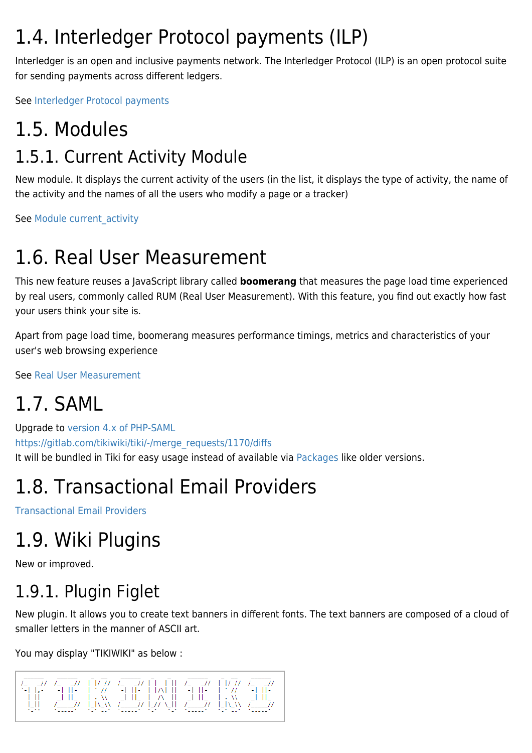# 1.4. Interledger Protocol payments (ILP)

Interledger is an open and inclusive payments network. The Interledger Protocol (ILP) is an open protocol suite for sending payments across different ledgers.

See Interledger Protocol payments

# 1.5. Modules

## 1.5.1. Current Activity Module

New module. It displays the current activity of the users (in the list, it displays the type of activity, the name of the activity and the names of all the users who modify a page or a tracker)

See Module current_activity

# 1.6. Real User Measurement

This new feature reuses a JavaScript library called **boomerang** that measures the page load time experienced by real users, commonly called RUM (Real User Measurement). With this feature, you find out exactly how fast your users think your site is.

Apart from page load time, boomerang measures performance timings, metrics and characteristics of your user's web browsing experience

See Real User Measurement

# 1.7. SAML

Upgrade to version 4.x of PHP-SAML
https://gitlab.com/tikiwiki/tiki/-/merge_requests/1170/diffs
It will be bundled in Tiki for easy usage instead of available via Packages like older versions.

# 1.8. Transactional Email Providers

Transactional Email Providers

# 1.9. Wiki Plugins

New or improved.

## 1.9.1. Plugin Figlet

New plugin. It allows you to create text banners in different fonts. The text banners are composed of a cloud of smaller letters in the manner of ASCII art.

You may display "TIKIWIKI" as below :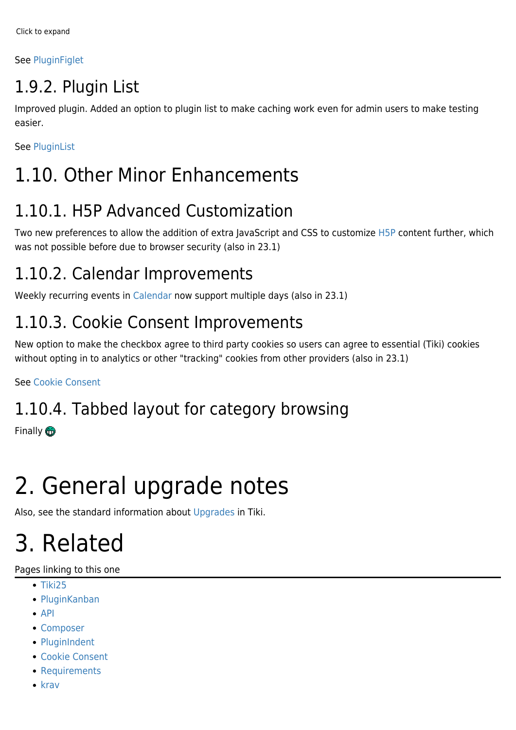Click to expand

See PluginFiglet

### 1.9.2. Plugin List

Improved plugin. Added an option to plugin list to make caching work even for admin users to make testing easier.

See PluginList

## 1.10. Other Minor Enhancements

### 1.10.1. H5P Advanced Customization

Two new preferences to allow the addition of extra JavaScript and CSS to customize H5P content further, which was not possible before due to browser security (also in 23.1)

### 1.10.2. Calendar Improvements

Weekly recurring events in Calendar now support multiple days (also in 23.1)

### 1.10.3. Cookie Consent Improvements

New option to make the checkbox agree to third party cookies so users can agree to essential (Tiki) cookies without opting in to analytics or other "tracking" cookies from other providers (also in 23.1)

See Cookie Consent

### 1.10.4. Tabbed layout for category browsing

Finally

# 2. General upgrade notes

Also, see the standard information about Upgrades in Tiki.

# 3. Related

Pages linking to this one

- Tiki25
- PluginKanban
- API
- Composer
- PluginIndent
- Cookie Consent
- Requirements
- krav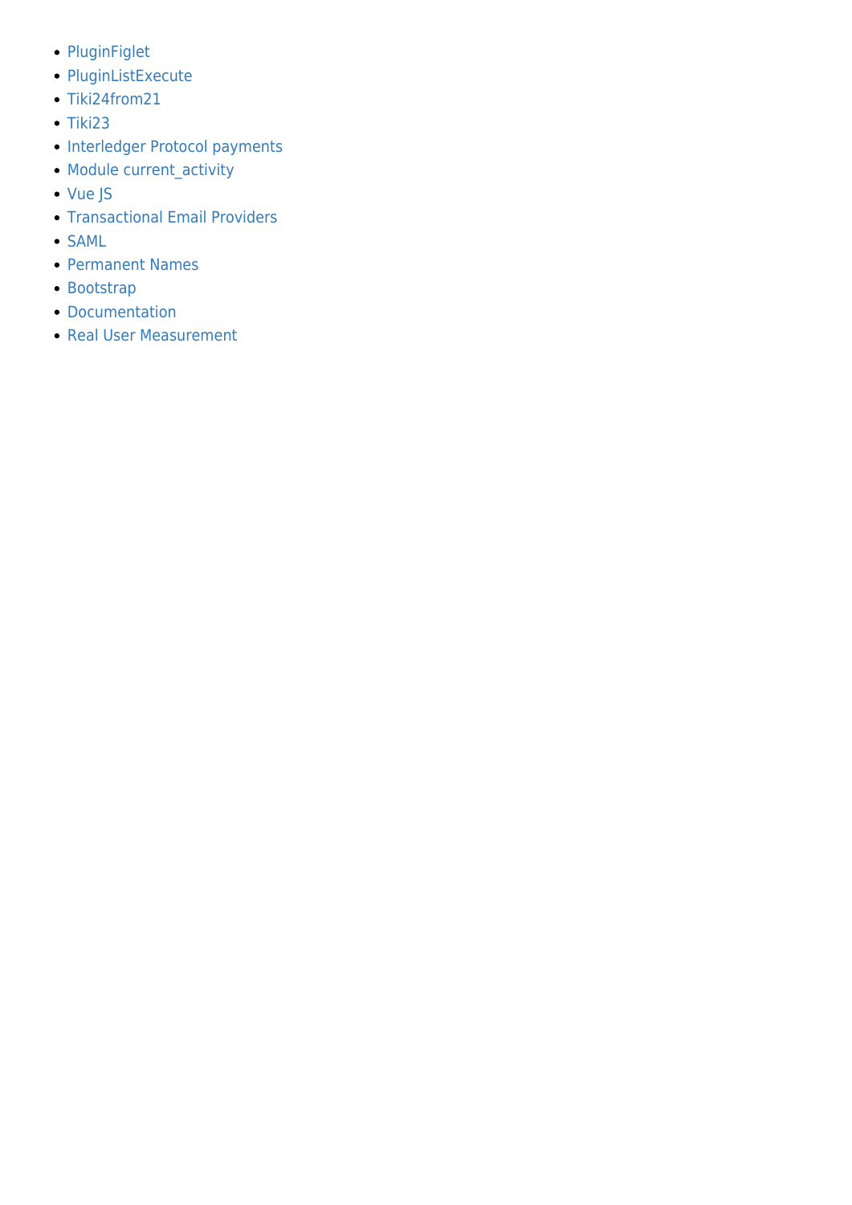- PluginFiglet
- PluginListExecute
- Tiki24from21
- Tiki23
- Interledger Protocol payments
- Module current_activity
- Vue JS
- Transactional Email Providers
- SAML
- Permanent Names
- Bootstrap
- Documentation
- Real User Measurement